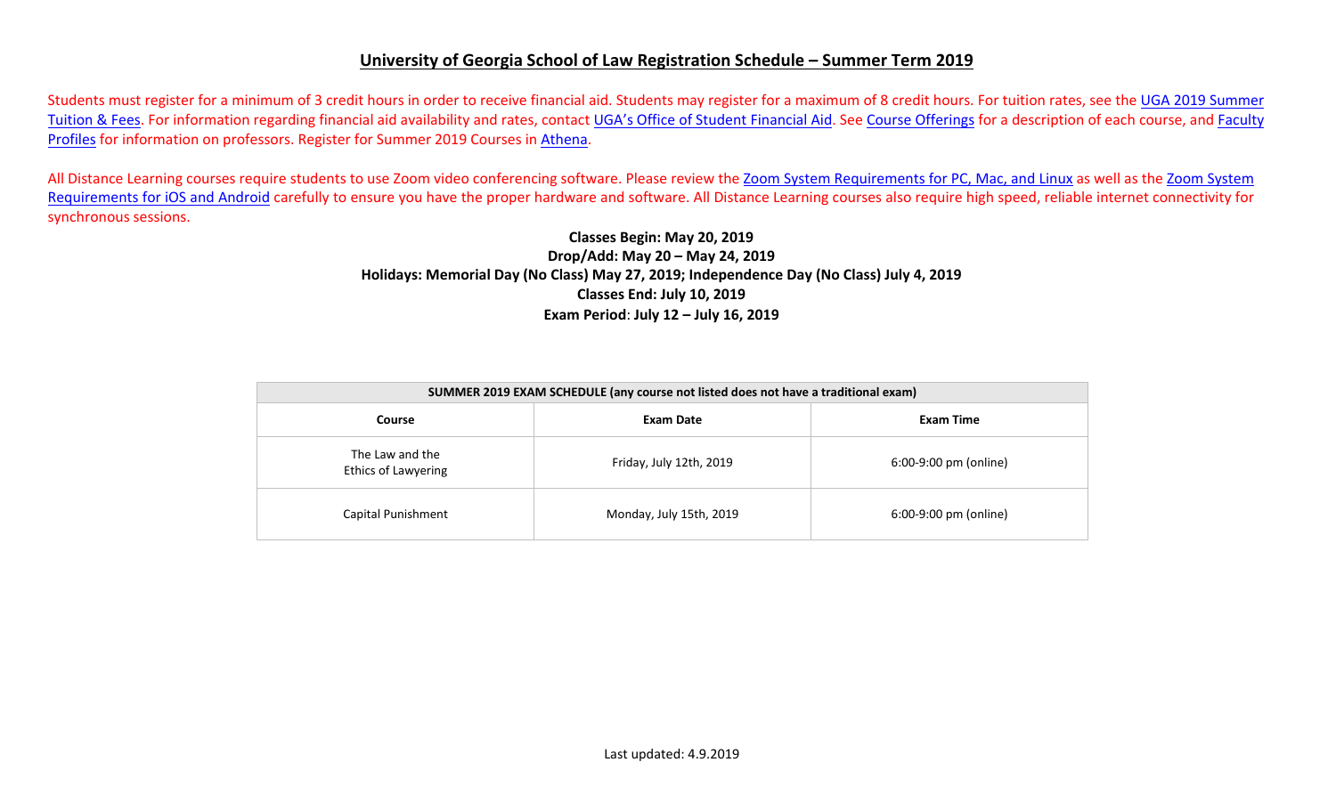# University of Georgia School of Law Registration Schedule – Summer Term 2019

Students must register for a minimum of 3 credit hours in order to receive financial aid. Students may register for a maximum of 8 credit hours. For tuition rates, see the UGA 2019 Summer Tuition & Fees. For information regarding financial aid availability and rates, contact UGA's Office of Student Financial Aid. See Course Offerings for a description of each course, and Faculty Profiles for information on professors. Register for Summer 2019 Courses in Athena.

All Distance Learning courses require students to use Zoom video conferencing software. Please review the Zoom System Requirements for PC, Mac, and Linux as well as the Zoom System Requirements for iOS and Android carefully to ensure you have the proper hardware and software. All Distance Learning courses also require high speed, reliable internet connectivity for synchronous sessions.

**Classes Begin: May 20, 2019**
**Drop/Add: May 20 – May 24, 2019**
**Holidays: Memorial Day (No Class) May 27, 2019; Independence Day (No Class) July 4, 2019**
**Classes End: July 10, 2019**
**Exam Period: July 12 – July 16, 2019**

| SUMMER 2019 EXAM SCHEDULE (any course not listed does not have a traditional exam) | | |
|---|---|---|
| **Course** | **Exam Date** | **Exam Time** |
| The Law and the Ethics of Lawyering | Friday, July 12th, 2019 | 6:00-9:00 pm (online) |
| Capital Punishment | Monday, July 15th, 2019 | 6:00-9:00 pm (online) |

Last updated: 4.9.2019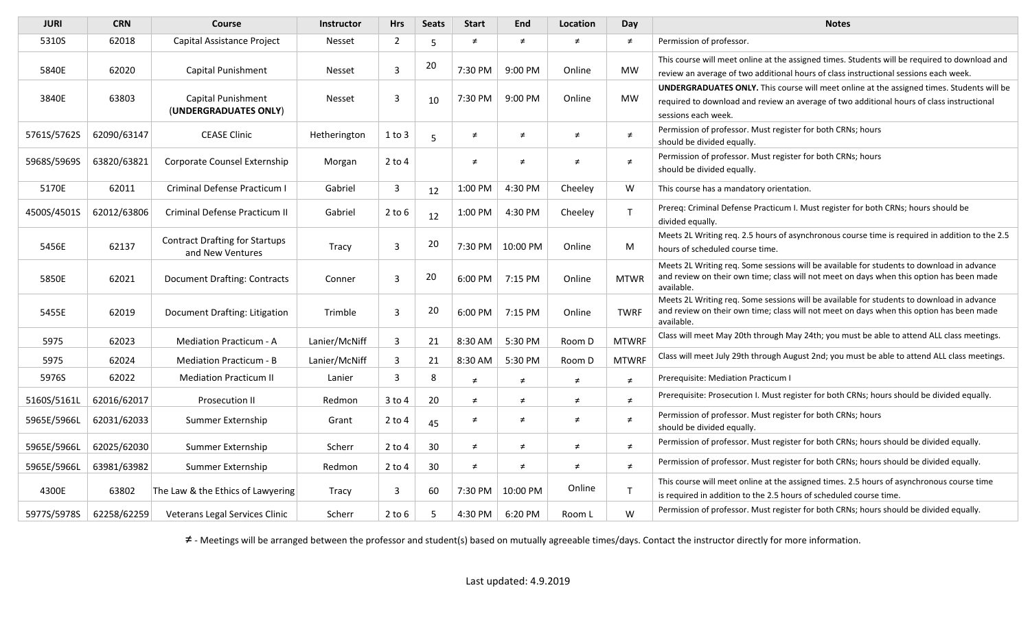| JURI | CRN | Course | Instructor | Hrs | Seats | Start | End | Location | Day | Notes |
|---|---|---|---|---|---|---|---|---|---|---|
| 5310S | 62018 | Capital Assistance Project | Nesset | 2 | 5 | ≠ | ≠ | ≠ | ≠ | Permission of professor. |
| 5840E | 62020 | Capital Punishment | Nesset | 3 | 20 | 7:30 PM | 9:00 PM | Online | MW | This course will meet online at the assigned times. Students will be required to download and review an average of two additional hours of class instructional sessions each week. |
| 3840E | 63803 | Capital Punishment (**UNDERGRADUATES ONLY**) | Nesset | 3 | 10 | 7:30 PM | 9:00 PM | Online | MW | **UNDERGRADUATES ONLY.** This course will meet online at the assigned times. Students will be required to download and review an average of two additional hours of class instructional sessions each week. |
| 5761S/5762S | 62090/63147 | CEASE Clinic | Hetherington | 1 to 3 | 5 | ≠ | ≠ | ≠ | ≠ | Permission of professor. Must register for both CRNs; hours should be divided equally. |
| 5968S/5969S | 63820/63821 | Corporate Counsel Externship | Morgan | 2 to 4 | | ≠ | ≠ | ≠ | ≠ | Permission of professor. Must register for both CRNs; hours should be divided equally. |
| 5170E | 62011 | Criminal Defense Practicum I | Gabriel | 3 | 12 | 1:00 PM | 4:30 PM | Cheeley | W | This course has a mandatory orientation. |
| 4500S/4501S | 62012/63806 | Criminal Defense Practicum II | Gabriel | 2 to 6 | 12 | 1:00 PM | 4:30 PM | Cheeley | T | Prereq: Criminal Defense Practicum I. Must register for both CRNs; hours should be divided equally. |
| 5456E | 62137 | Contract Drafting for Startups and New Ventures | Tracy | 3 | 20 | 7:30 PM | 10:00 PM | Online | M | Meets 2L Writing req. 2.5 hours of asynchronous course time is required in addition to the 2.5 hours of scheduled course time. |
| 5850E | 62021 | Document Drafting: Contracts | Conner | 3 | 20 | 6:00 PM | 7:15 PM | Online | MTWR | Meets 2L Writing req. Some sessions will be available for students to download in advance and review on their own time; class will not meet on days when this option has been made available. |
| 5455E | 62019 | Document Drafting: Litigation | Trimble | 3 | 20 | 6:00 PM | 7:15 PM | Online | TWRF | Meets 2L Writing req. Some sessions will be available for students to download in advance and review on their own time; class will not meet on days when this option has been made available. |
| 5975 | 62023 | Mediation Practicum - A | Lanier/McNiff | 3 | 21 | 8:30 AM | 5:30 PM | Room D | MTWRF | Class will meet May 20th through May 24th; you must be able to attend ALL class meetings. |
| 5975 | 62024 | Mediation Practicum - B | Lanier/McNiff | 3 | 21 | 8:30 AM | 5:30 PM | Room D | MTWRF | Class will meet July 29th through August 2nd; you must be able to attend ALL class meetings. |
| 5976S | 62022 | Mediation Practicum II | Lanier | 3 | 8 | ≠ | ≠ | ≠ | ≠ | Prerequisite: Mediation Practicum I |
| 5160S/5161L | 62016/62017 | Prosecution II | Redmon | 3 to 4 | 20 | ≠ | ≠ | ≠ | ≠ | Prerequisite: Prosecution I. Must register for both CRNs; hours should be divided equally. |
| 5965E/5966L | 62031/62033 | Summer Externship | Grant | 2 to 4 | 45 | ≠ | ≠ | ≠ | ≠ | Permission of professor. Must register for both CRNs; hours should be divided equally. |
| 5965E/5966L | 62025/62030 | Summer Externship | Scherr | 2 to 4 | 30 | ≠ | ≠ | ≠ | ≠ | Permission of professor. Must register for both CRNs; hours should be divided equally. |
| 5965E/5966L | 63981/63982 | Summer Externship | Redmon | 2 to 4 | 30 | ≠ | ≠ | ≠ | ≠ | Permission of professor. Must register for both CRNs; hours should be divided equally. |
| 4300E | 63802 | The Law & the Ethics of Lawyering | Tracy | 3 | 60 | 7:30 PM | 10:00 PM | Online | T | This course will meet online at the assigned times. 2.5 hours of asynchronous course time is required in addition to the 2.5 hours of scheduled course time. |
| 5977S/5978S | 62258/62259 | Veterans Legal Services Clinic | Scherr | 2 to 6 | 5 | 4:30 PM | 6:20 PM | Room L | W | Permission of professor. Must register for both CRNs; hours should be divided equally. |

≠ - Meetings will be arranged between the professor and student(s) based on mutually agreeable times/days. Contact the instructor directly for more information.

Last updated: 4.9.2019